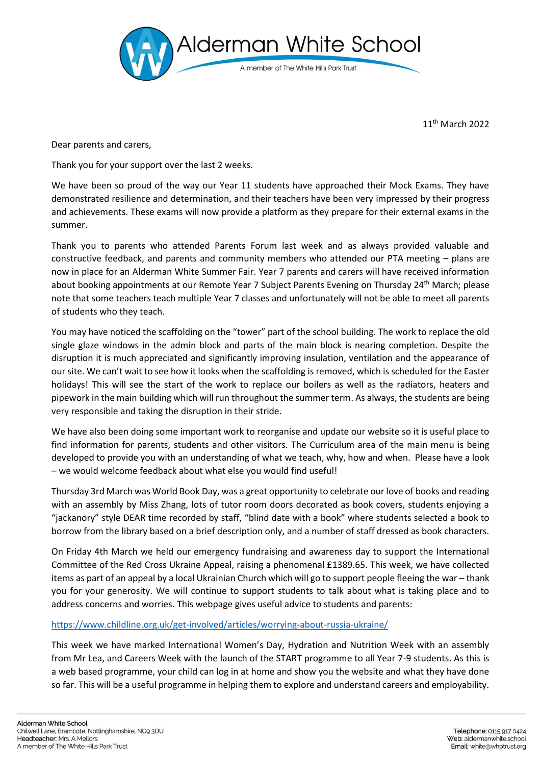# Alderman White School

A member of The White Hills Park Trust

11th March 2022

Dear parents and carers,

Thank you for your support over the last 2 weeks.

We have been so proud of the way our Year 11 students have approached their Mock Exams. They have demonstrated resilience and determination, and their teachers have been very impressed by their progress and achievements. These exams will now provide a platform as they prepare for their external exams in the summer.

Thank you to parents who attended Parents Forum last week and as always provided valuable and constructive feedback, and parents and community members who attended our PTA meeting – plans are now in place for an Alderman White Summer Fair. Year 7 parents and carers will have received information about booking appointments at our Remote Year 7 Subject Parents Evening on Thursday 24th March; please note that some teachers teach multiple Year 7 classes and unfortunately will not be able to meet all parents of students who they teach.

You may have noticed the scaffolding on the "tower" part of the school building. The work to replace the old single glaze windows in the admin block and parts of the main block is nearing completion. Despite the disruption it is much appreciated and significantly improving insulation, ventilation and the appearance of our site. We can't wait to see how it looks when the scaffolding is removed, which is scheduled for the Easter holidays! This will see the start of the work to replace our boilers as well as the radiators, heaters and pipework in the main building which will run throughout the summer term. As always, the students are being very responsible and taking the disruption in their stride.

We have also been doing some important work to reorganise and update our website so it is useful place to find information for parents, students and other visitors. The Curriculum area of the main menu is being developed to provide you with an understanding of what we teach, why, how and when. Please have a look – we would welcome feedback about what else you would find useful!

Thursday 3rd March was World Book Day, was a great opportunity to celebrate our love of books and reading with an assembly by Miss Zhang, lots of tutor room doors decorated as book covers, students enjoying a "jackanory" style DEAR time recorded by staff, "blind date with a book" where students selected a book to borrow from the library based on a brief description only, and a number of staff dressed as book characters.

On Friday 4th March we held our emergency fundraising and awareness day to support the International Committee of the Red Cross Ukraine Appeal, raising a phenomenal £1389.65. This week, we have collected items as part of an appeal by a local Ukrainian Church which will go to support people fleeing the war – thank you for your generosity. We will continue to support students to talk about what is taking place and to address concerns and worries. This webpage gives useful advice to students and parents:

https://www.childline.org.uk/get-involved/articles/worrying-about-russia-ukraine/

This week we have marked International Women's Day, Hydration and Nutrition Week with an assembly from Mr Lea, and Careers Week with the launch of the START programme to all Year 7-9 students. As this is a web based programme, your child can log in at home and show you the website and what they have done so far. This will be a useful programme in helping them to explore and understand careers and employability.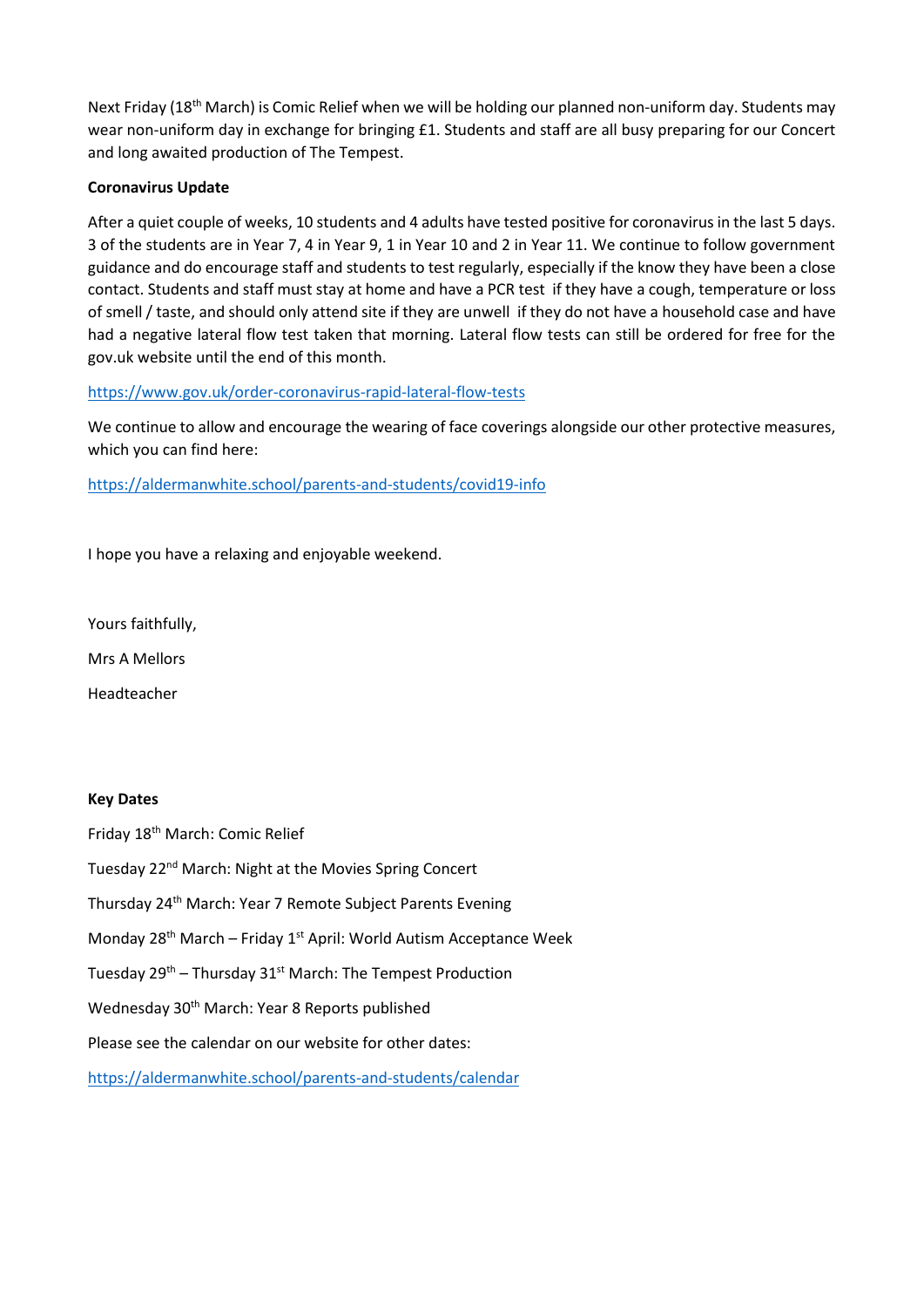Next Friday (18th March) is Comic Relief when we will be holding our planned non-uniform day. Students may wear non-uniform day in exchange for bringing £1. Students and staff are all busy preparing for our Concert and long awaited production of The Tempest.

**Coronavirus Update**

After a quiet couple of weeks, 10 students and 4 adults have tested positive for coronavirus in the last 5 days. 3 of the students are in Year 7, 4 in Year 9, 1 in Year 10 and 2 in Year 11. We continue to follow government guidance and do encourage staff and students to test regularly, especially if the know they have been a close contact. Students and staff must stay at home and have a PCR test if they have a cough, temperature or loss of smell / taste, and should only attend site if they are unwell if they do not have a household case and have had a negative lateral flow test taken that morning. Lateral flow tests can still be ordered for free for the gov.uk website until the end of this month.

https://www.gov.uk/order-coronavirus-rapid-lateral-flow-tests

We continue to allow and encourage the wearing of face coverings alongside our other protective measures, which you can find here:

https://aldermanwhite.school/parents-and-students/covid19-info

I hope you have a relaxing and enjoyable weekend.

Yours faithfully,

Mrs A Mellors

Headteacher

**Key Dates**

Friday 18th March: Comic Relief

Tuesday 22nd March: Night at the Movies Spring Concert

Thursday 24th March: Year 7 Remote Subject Parents Evening

Monday 28th March – Friday 1st April: World Autism Acceptance Week

Tuesday 29th – Thursday 31st March: The Tempest Production

Wednesday 30th March: Year 8 Reports published

Please see the calendar on our website for other dates:

https://aldermanwhite.school/parents-and-students/calendar